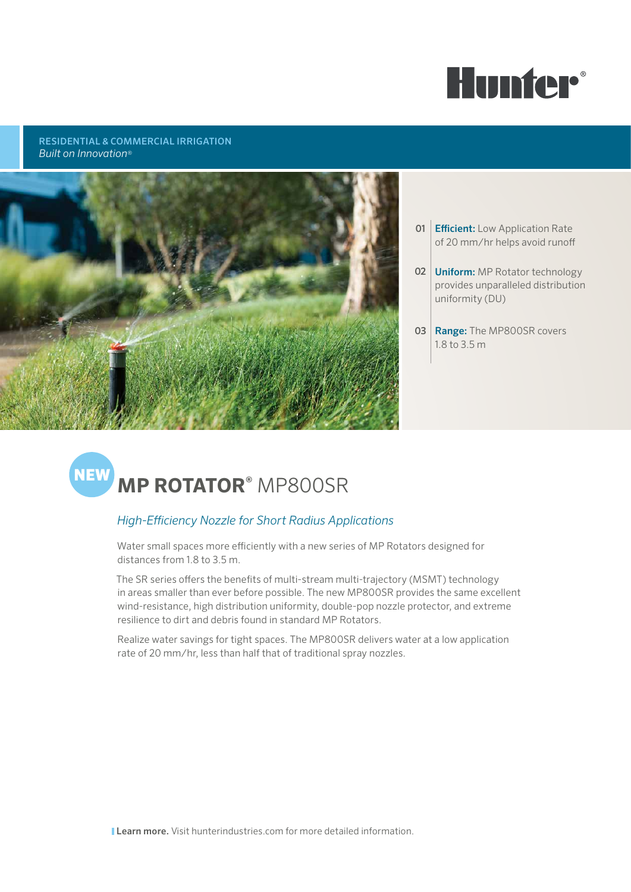Hunter®

**RESIDENTIAL & COMMERCIAL IRRIGATION**
*Built on Innovation®*

01 **Efficient:** Low Application Rate of 20 mm/hr helps avoid runoff

02 **Uniform:** MP Rotator technology provides unparalleled distribution uniformity (DU)

03 **Range:** The MP800SR covers 1.8 to 3.5 m

# NEW MP ROTATOR® MP800SR

## *High-Efficiency Nozzle for Short Radius Applications*

Water small spaces more efficiently with a new series of MP Rotators designed for distances from 1.8 to 3.5 m.

The SR series offers the benefits of multi-stream multi-trajectory (MSMT) technology in areas smaller than ever before possible. The new MP800SR provides the same excellent wind-resistance, high distribution uniformity, double-pop nozzle protector, and extreme resilience to dirt and debris found in standard MP Rotators.

Realize water savings for tight spaces. The MP800SR delivers water at a low application rate of 20 mm/hr, less than half that of traditional spray nozzles.

**Learn more.** Visit hunterindustries.com for more detailed information.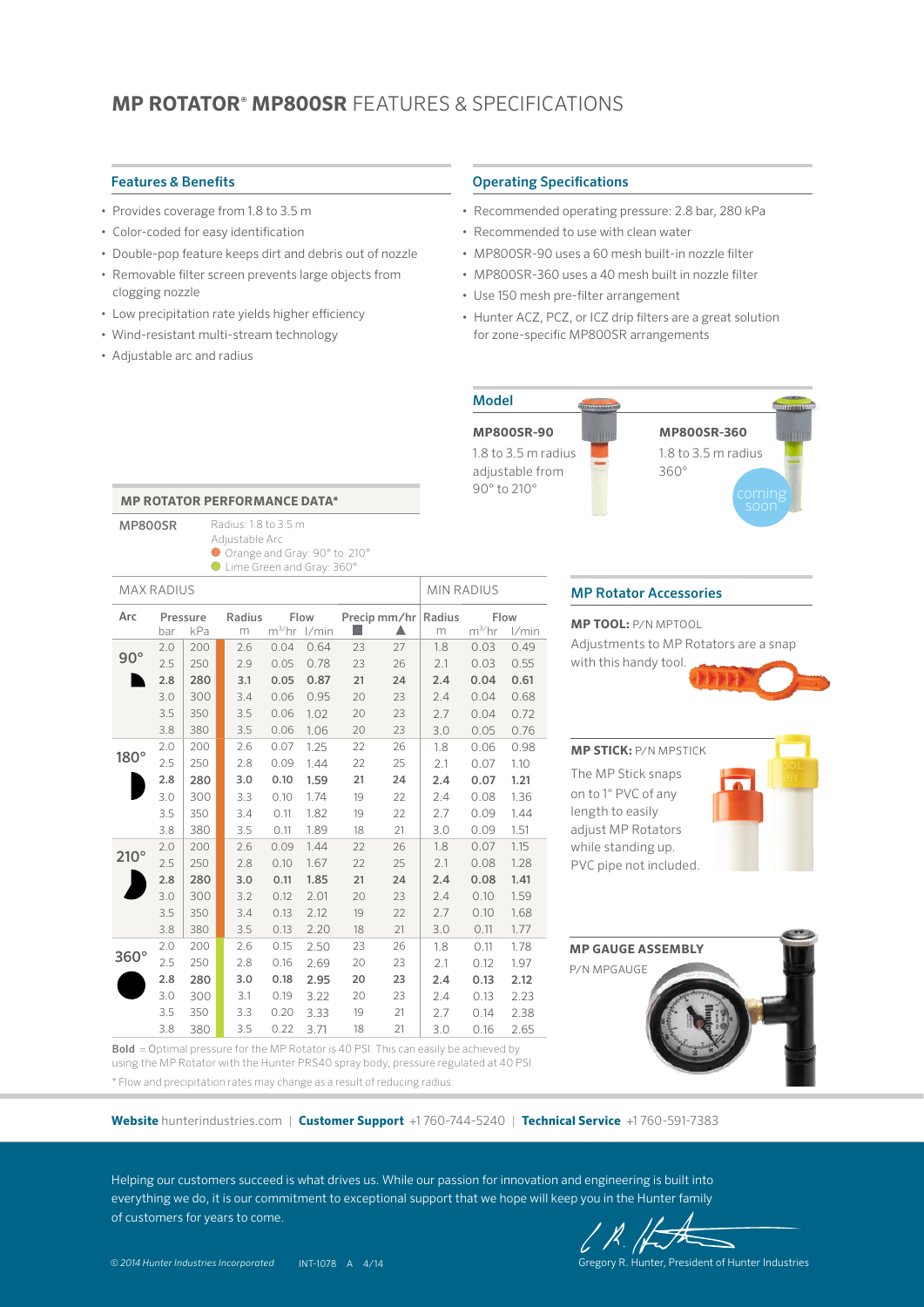# MP ROTATOR® MP800SR FEATURES & SPECIFICATIONS

## Features & Benefits

- Provides coverage from 1.8 to 3.5 m
- Color-coded for easy identification
- Double-pop feature keeps dirt and debris out of nozzle
- Removable filter screen prevents large objects from clogging nozzle
- Low precipitation rate yields higher efficiency
- Wind-resistant multi-stream technology
- Adjustable arc and radius

## Operating Specifications

- Recommended operating pressure: 2.8 bar, 280 kPa
- Recommended to use with clean water
- MP800SR-90 uses a 60 mesh built-in nozzle filter
- MP800SR-360 uses a 40 mesh built in nozzle filter
- Use 150 mesh pre-filter arrangement
- Hunter ACZ, PCZ, or ICZ drip filters are a great solution for zone-specific MP800SR arrangements

## Model

**MP800SR-90**
1.8 to 3.5 m radius adjustable from 90° to 210°

**MP800SR-360**
1.8 to 3.5 m radius
360°
coming soon

## MP ROTATOR PERFORMANCE DATA*

**MP800SR**
Radius: 1.8 to 3.5 m
Adjustable Arc
● Orange and Gray: 90° to 210°
● Lime Green and Gray: 360°

| MAX RADIUS | | | | | | | | MIN RADIUS | | |
|---|---|---|---|---|---|---|---|---|---|---|
| Arc | Pressure | | Radius | Flow | | Precip mm/hr | | Radius | Flow | |
| | bar | kPa | m | $m^3/hr$ | l/min | ■ | ▲ | m | $m^3/hr$ | l/min |
| 90° | 2.0 | 200 | 2.6 | 0.04 | 0.64 | 23 | 27 | 1.8 | 0.03 | 0.49 |
| | 2.5 | 250 | 2.9 | 0.05 | 0.78 | 23 | 26 | 2.1 | 0.03 | 0.55 |
| | **2.8** | **280** | **3.1** | **0.05** | **0.87** | **21** | **24** | **2.4** | **0.04** | **0.61** |
| | 3.0 | 300 | 3.4 | 0.06 | 0.95 | 20 | 23 | 2.4 | 0.04 | 0.68 |
| | 3.5 | 350 | 3.5 | 0.06 | 1.02 | 20 | 23 | 2.7 | 0.04 | 0.72 |
| | 3.8 | 380 | 3.5 | 0.06 | 1.06 | 20 | 23 | 3.0 | 0.05 | 0.76 |
| 180° | 2.0 | 200 | 2.6 | 0.07 | 1.25 | 22 | 26 | 1.8 | 0.06 | 0.98 |
| | 2.5 | 250 | 2.8 | 0.09 | 1.44 | 22 | 25 | 2.1 | 0.07 | 1.10 |
| | **2.8** | **280** | **3.0** | **0.10** | **1.59** | **21** | **24** | **2.4** | **0.07** | **1.21** |
| | 3.0 | 300 | 3.3 | 0.10 | 1.74 | 19 | 22 | 2.4 | 0.08 | 1.36 |
| | 3.5 | 350 | 3.4 | 0.11 | 1.82 | 19 | 22 | 2.7 | 0.09 | 1.44 |
| | 3.8 | 380 | 3.5 | 0.11 | 1.89 | 18 | 21 | 3.0 | 0.09 | 1.51 |
| 210° | 2.0 | 200 | 2.6 | 0.09 | 1.44 | 22 | 26 | 1.8 | 0.07 | 1.15 |
| | 2.5 | 250 | 2.8 | 0.10 | 1.67 | 22 | 25 | 2.1 | 0.08 | 1.28 |
| | **2.8** | **280** | **3.0** | **0.11** | **1.85** | **21** | **24** | **2.4** | **0.08** | **1.41** |
| | 3.0 | 300 | 3.2 | 0.12 | 2.01 | 20 | 23 | 2.4 | 0.10 | 1.59 |
| | 3.5 | 350 | 3.4 | 0.13 | 2.12 | 19 | 22 | 2.7 | 0.10 | 1.68 |
| | 3.8 | 380 | 3.5 | 0.13 | 2.20 | 18 | 21 | 3.0 | 0.11 | 1.77 |
| 360° | 2.0 | 200 | 2.6 | 0.15 | 2.50 | 23 | 26 | 1.8 | 0.11 | 1.78 |
| | 2.5 | 250 | 2.8 | 0.16 | 2.69 | 20 | 23 | 2.1 | 0.12 | 1.97 |
| | **2.8** | **280** | **3.0** | **0.18** | **2.95** | **20** | **23** | **2.4** | **0.13** | **2.12** |
| | 3.0 | 300 | 3.1 | 0.19 | 3.22 | 20 | 23 | 2.4 | 0.13 | 2.23 |
| | 3.5 | 350 | 3.3 | 0.20 | 3.33 | 19 | 21 | 2.7 | 0.14 | 2.38 |
| | 3.8 | 380 | 3.5 | 0.22 | 3.71 | 18 | 21 | 3.0 | 0.16 | 2.65 |

**Bold** = Optimal pressure for the MP Rotator is 40 PSI. This can easily be achieved by using the MP Rotator with the Hunter PRS40 spray body, pressure regulated at 40 PSI.

\* Flow and precipitation rates may change as a result of reducing radius.

## MP Rotator Accessories

**MP TOOL:** P/N MPTOOL
Adjustments to MP Rotators are a snap with this handy tool.

**MP STICK:** P/N MPSTICK
The MP Stick snaps on to 1" PVC of any length to easily adjust MP Rotators while standing up. PVC pipe not included.

**MP GAUGE ASSEMBLY**
P/N MPGAUGE

**Website** hunterindustries.com | **Customer Support** +1 760-744-5240 | **Technical Service** +1 760-591-7383

Helping our customers succeed is what drives us. While our passion for innovation and engineering is built into everything we do, it is our commitment to exceptional support that we hope will keep you in the Hunter family of customers for years to come.

Gregory R. Hunter, President of Hunter Industries

*© 2014 Hunter Industries Incorporated* INT-1078 A 4/14